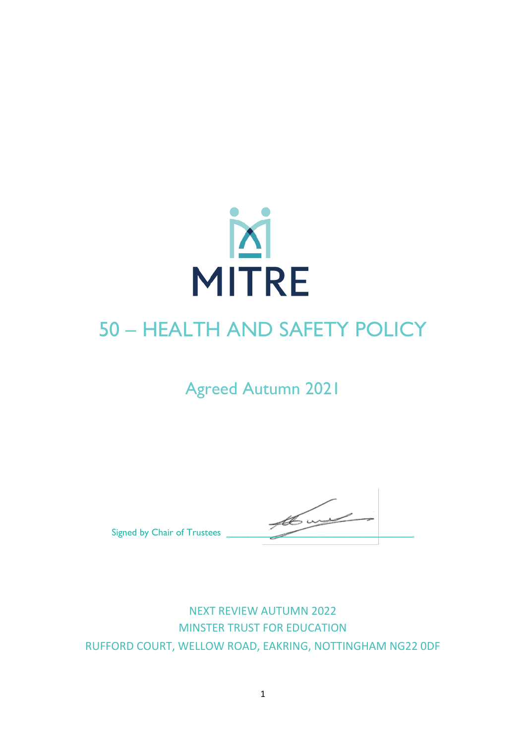MITRE

# 50 – HEALTH AND SAFETY POLICY

Agreed Autumn 2021

Signed by Chair of Trustees ______________________________

NEXT REVIEW AUTUMN 2022
MINSTER TRUST FOR EDUCATION
RUFFORD COURT, WELLOW ROAD, EAKRING, NOTTINGHAM NG22 0DF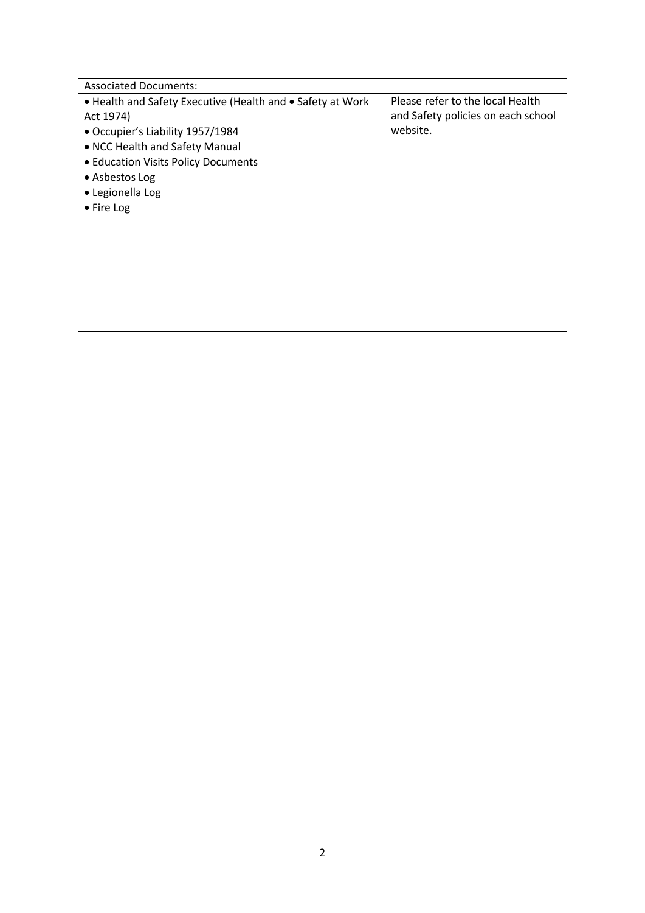| Associated Documents: | |
|---|---|
| • Health and Safety Executive (Health and • Safety at Work Act 1974)<br>• Occupier's Liability 1957/1984<br>• NCC Health and Safety Manual<br>• Education Visits Policy Documents<br>• Asbestos Log<br>• Legionella Log<br>• Fire Log | Please refer to the local Health and Safety policies on each school website. |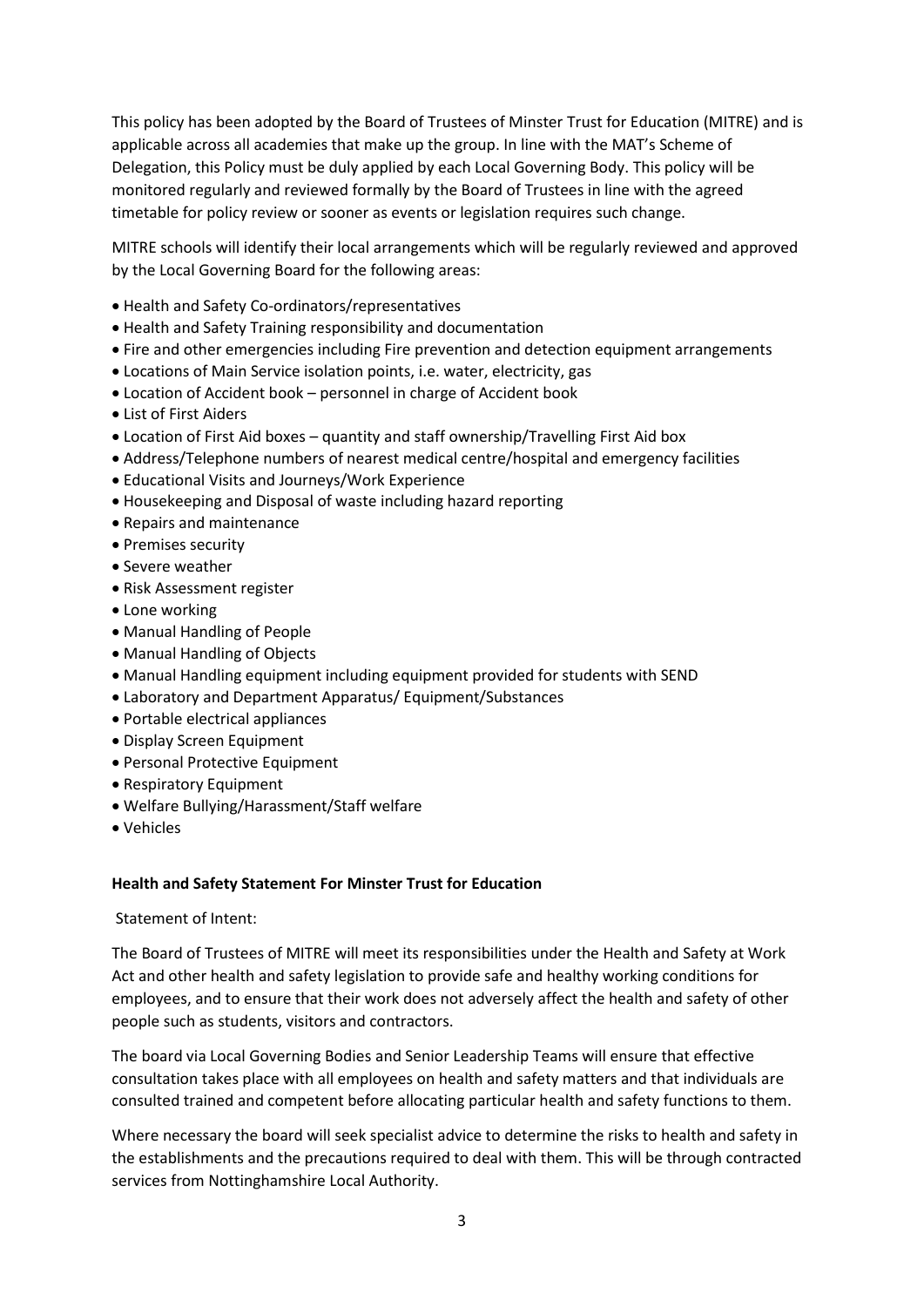This policy has been adopted by the Board of Trustees of Minster Trust for Education (MITRE) and is applicable across all academies that make up the group. In line with the MAT's Scheme of Delegation, this Policy must be duly applied by each Local Governing Body. This policy will be monitored regularly and reviewed formally by the Board of Trustees in line with the agreed timetable for policy review or sooner as events or legislation requires such change.

MITRE schools will identify their local arrangements which will be regularly reviewed and approved by the Local Governing Board for the following areas:

- Health and Safety Co-ordinators/representatives
- Health and Safety Training responsibility and documentation
- Fire and other emergencies including Fire prevention and detection equipment arrangements
- Locations of Main Service isolation points, i.e. water, electricity, gas
- Location of Accident book – personnel in charge of Accident book
- List of First Aiders
- Location of First Aid boxes – quantity and staff ownership/Travelling First Aid box
- Address/Telephone numbers of nearest medical centre/hospital and emergency facilities
- Educational Visits and Journeys/Work Experience
- Housekeeping and Disposal of waste including hazard reporting
- Repairs and maintenance
- Premises security
- Severe weather
- Risk Assessment register
- Lone working
- Manual Handling of People
- Manual Handling of Objects
- Manual Handling equipment including equipment provided for students with SEND
- Laboratory and Department Apparatus/ Equipment/Substances
- Portable electrical appliances
- Display Screen Equipment
- Personal Protective Equipment
- Respiratory Equipment
- Welfare Bullying/Harassment/Staff welfare
- Vehicles

**Health and Safety Statement For Minster Trust for Education**

Statement of Intent:

The Board of Trustees of MITRE will meet its responsibilities under the Health and Safety at Work Act and other health and safety legislation to provide safe and healthy working conditions for employees, and to ensure that their work does not adversely affect the health and safety of other people such as students, visitors and contractors.

The board via Local Governing Bodies and Senior Leadership Teams will ensure that effective consultation takes place with all employees on health and safety matters and that individuals are consulted trained and competent before allocating particular health and safety functions to them.

Where necessary the board will seek specialist advice to determine the risks to health and safety in the establishments and the precautions required to deal with them. This will be through contracted services from Nottinghamshire Local Authority.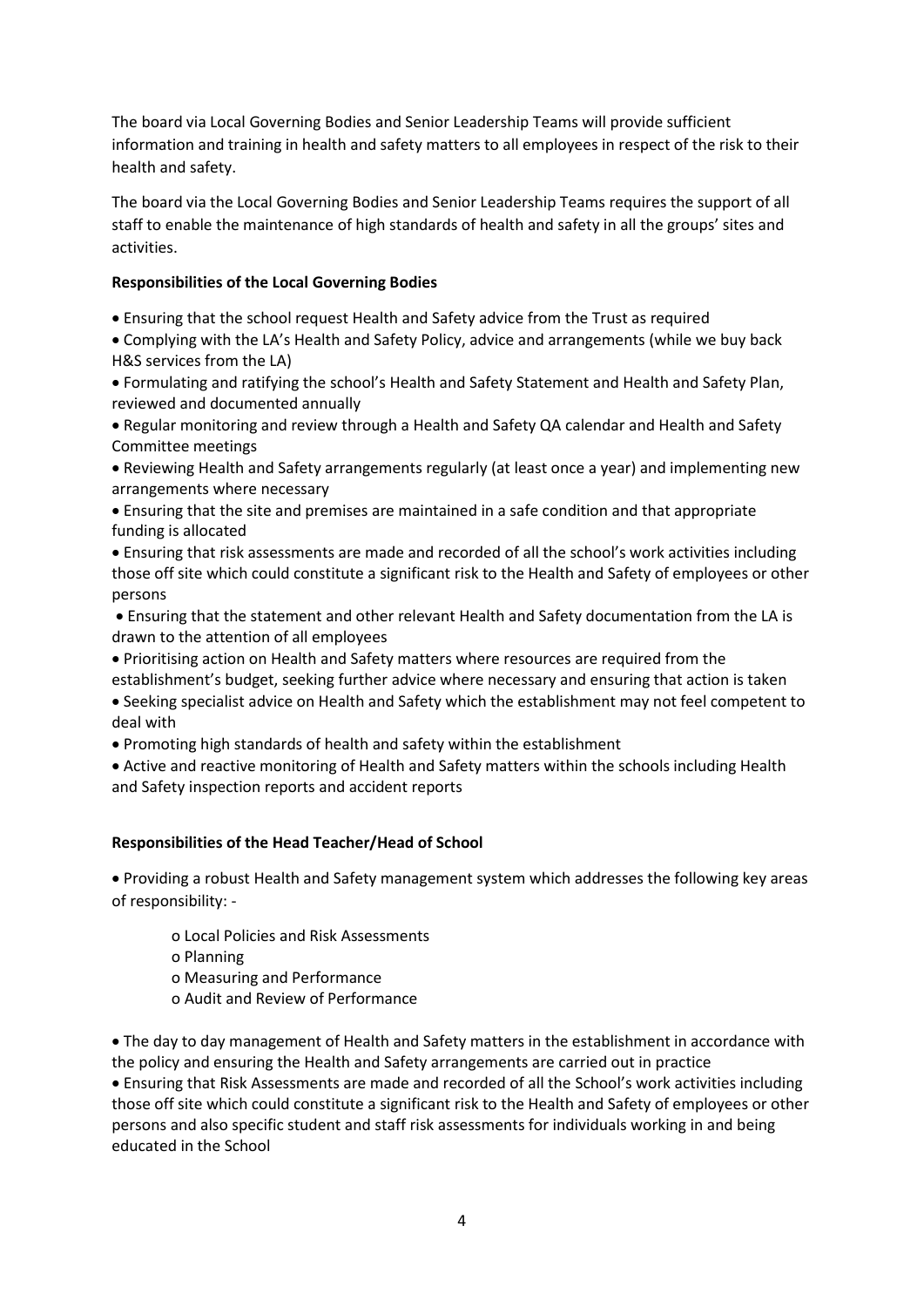The board via Local Governing Bodies and Senior Leadership Teams will provide sufficient information and training in health and safety matters to all employees in respect of the risk to their health and safety.

The board via the Local Governing Bodies and Senior Leadership Teams requires the support of all staff to enable the maintenance of high standards of health and safety in all the groups' sites and activities.

**Responsibilities of the Local Governing Bodies**

- Ensuring that the school request Health and Safety advice from the Trust as required
- Complying with the LA's Health and Safety Policy, advice and arrangements (while we buy back H&S services from the LA)
- Formulating and ratifying the school's Health and Safety Statement and Health and Safety Plan, reviewed and documented annually
- Regular monitoring and review through a Health and Safety QA calendar and Health and Safety Committee meetings
- Reviewing Health and Safety arrangements regularly (at least once a year) and implementing new arrangements where necessary
- Ensuring that the site and premises are maintained in a safe condition and that appropriate funding is allocated
- Ensuring that risk assessments are made and recorded of all the school's work activities including those off site which could constitute a significant risk to the Health and Safety of employees or other persons
- Ensuring that the statement and other relevant Health and Safety documentation from the LA is drawn to the attention of all employees
- Prioritising action on Health and Safety matters where resources are required from the establishment's budget, seeking further advice where necessary and ensuring that action is taken
- Seeking specialist advice on Health and Safety which the establishment may not feel competent to deal with
- Promoting high standards of health and safety within the establishment
- Active and reactive monitoring of Health and Safety matters within the schools including Health and Safety inspection reports and accident reports

**Responsibilities of the Head Teacher/Head of School**

- Providing a robust Health and Safety management system which addresses the following key areas of responsibility: -
    - Local Policies and Risk Assessments
    - Planning
    - Measuring and Performance
    - Audit and Review of Performance
- The day to day management of Health and Safety matters in the establishment in accordance with the policy and ensuring the Health and Safety arrangements are carried out in practice
- Ensuring that Risk Assessments are made and recorded of all the School's work activities including those off site which could constitute a significant risk to the Health and Safety of employees or other persons and also specific student and staff risk assessments for individuals working in and being educated in the School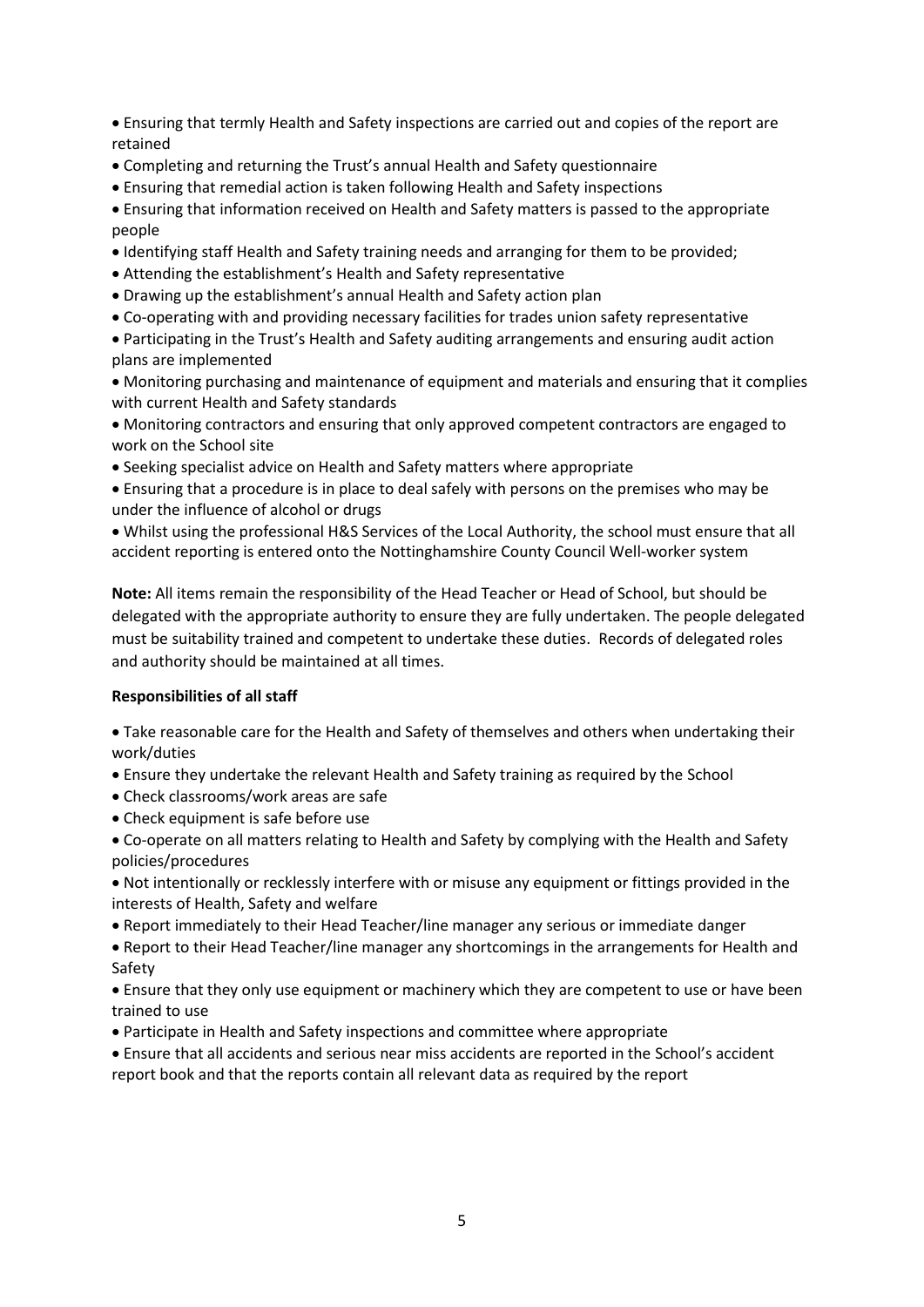- Ensuring that termly Health and Safety inspections are carried out and copies of the report are retained
- Completing and returning the Trust's annual Health and Safety questionnaire
- Ensuring that remedial action is taken following Health and Safety inspections
- Ensuring that information received on Health and Safety matters is passed to the appropriate people
- Identifying staff Health and Safety training needs and arranging for them to be provided;
- Attending the establishment's Health and Safety representative
- Drawing up the establishment's annual Health and Safety action plan
- Co-operating with and providing necessary facilities for trades union safety representative
- Participating in the Trust's Health and Safety auditing arrangements and ensuring audit action plans are implemented
- Monitoring purchasing and maintenance of equipment and materials and ensuring that it complies with current Health and Safety standards
- Monitoring contractors and ensuring that only approved competent contractors are engaged to work on the School site
- Seeking specialist advice on Health and Safety matters where appropriate
- Ensuring that a procedure is in place to deal safely with persons on the premises who may be under the influence of alcohol or drugs
- Whilst using the professional H&S Services of the Local Authority, the school must ensure that all accident reporting is entered onto the Nottinghamshire County Council Well-worker system

**Note:** All items remain the responsibility of the Head Teacher or Head of School, but should be delegated with the appropriate authority to ensure they are fully undertaken. The people delegated must be suitability trained and competent to undertake these duties. Records of delegated roles and authority should be maintained at all times.

**Responsibilities of all staff**

- Take reasonable care for the Health and Safety of themselves and others when undertaking their work/duties
- Ensure they undertake the relevant Health and Safety training as required by the School
- Check classrooms/work areas are safe
- Check equipment is safe before use
- Co-operate on all matters relating to Health and Safety by complying with the Health and Safety policies/procedures
- Not intentionally or recklessly interfere with or misuse any equipment or fittings provided in the interests of Health, Safety and welfare
- Report immediately to their Head Teacher/line manager any serious or immediate danger
- Report to their Head Teacher/line manager any shortcomings in the arrangements for Health and Safety
- Ensure that they only use equipment or machinery which they are competent to use or have been trained to use
- Participate in Health and Safety inspections and committee where appropriate
- Ensure that all accidents and serious near miss accidents are reported in the School's accident report book and that the reports contain all relevant data as required by the report